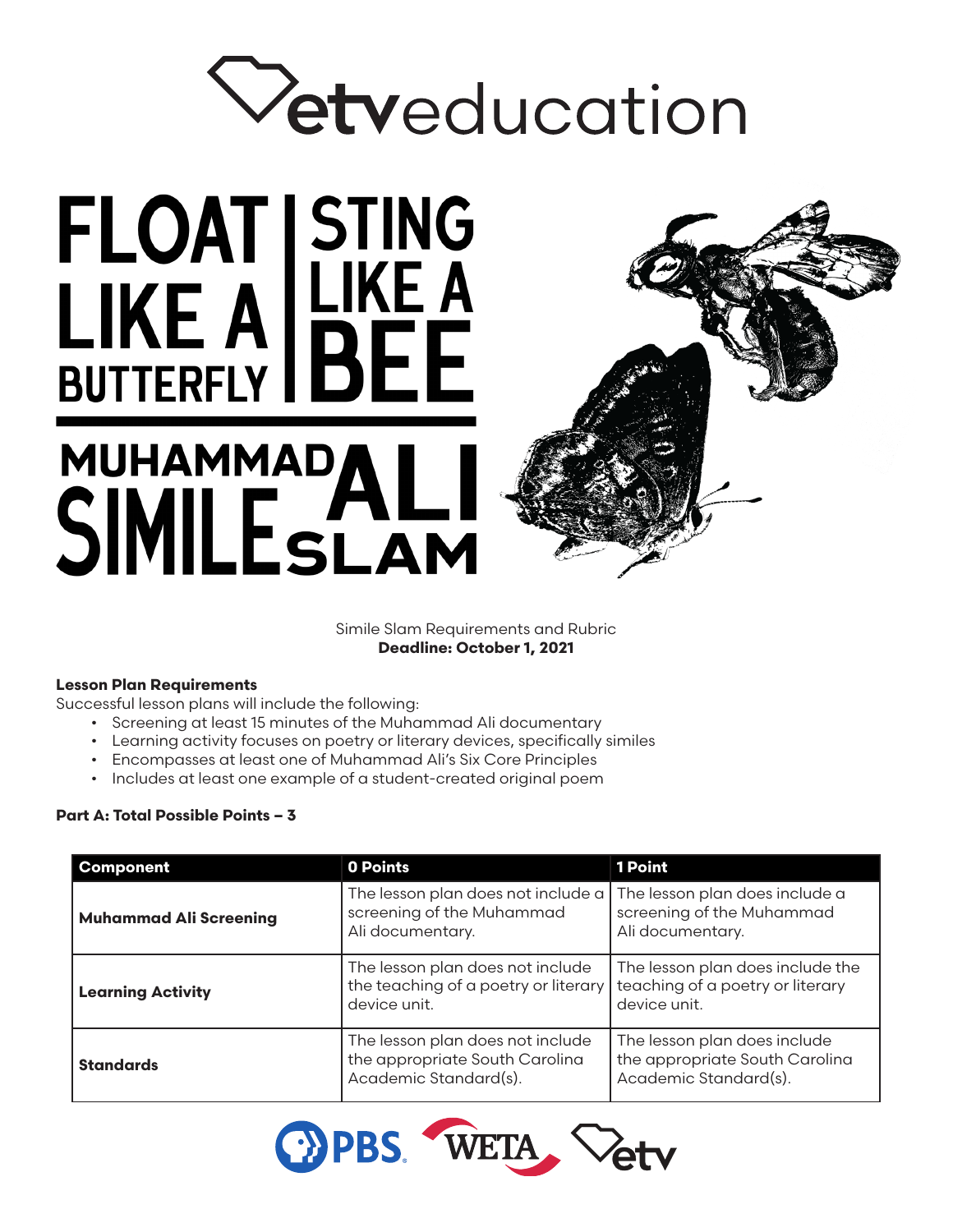etveducation

# FLOAT LIKE A BUTTERFLY | STING LIKE A BEE

# MUHAMMAD ALI SIMILE SLAM

Simile Slam Requirements and Rubric

**Deadline: October 1, 2021**

**Lesson Plan Requirements**

Successful lesson plans will include the following:

- Screening at least 15 minutes of the Muhammad Ali documentary
- Learning activity focuses on poetry or literary devices, specifically similes
- Encompasses at least one of Muhammad Ali's Six Core Principles
- Includes at least one example of a student-created original poem

**Part A: Total Possible Points – 3**

| Component | 0 Points | 1 Point |
|---|---|---|
| **Muhammad Ali Screening** | The lesson plan does not include a screening of the Muhammad Ali documentary. | The lesson plan does include a screening of the Muhammad Ali documentary. |
| **Learning Activity** | The lesson plan does not include the teaching of a poetry or literary device unit. | The lesson plan does include the teaching of a poetry or literary device unit. |
| **Standards** | The lesson plan does not include the appropriate South Carolina Academic Standard(s). | The lesson plan does include the appropriate South Carolina Academic Standard(s). |

PBS WETA etv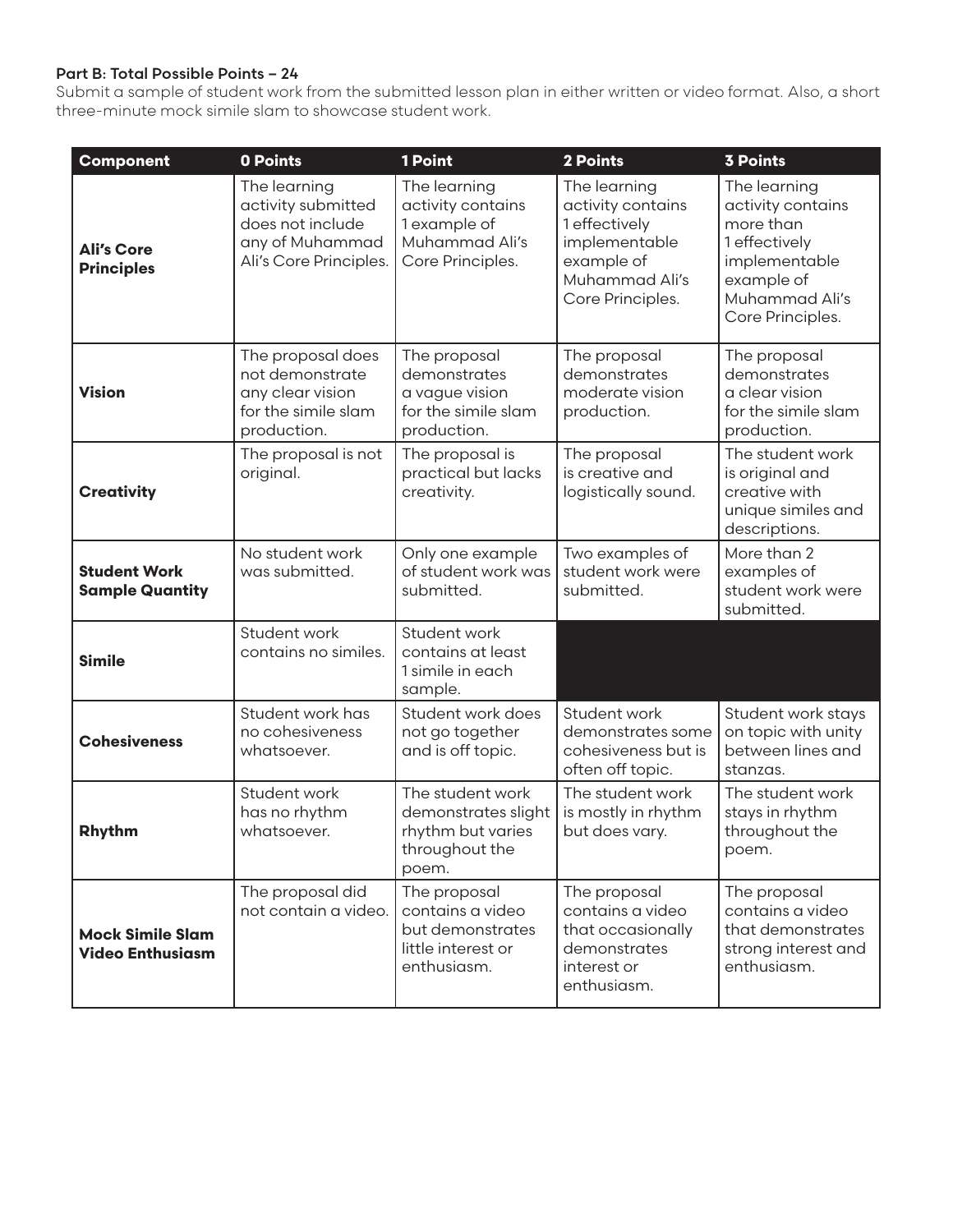**Part B: Total Possible Points – 24**

Submit a sample of student work from the submitted lesson plan in either written or video format. Also, a short three-minute mock simile slam to showcase student work.

| Component | 0 Points | 1 Point | 2 Points | 3 Points |
|---|---|---|---|---|
| **Ali's Core Principles** | The learning activity submitted does not include any of Muhammad Ali's Core Principles. | The learning activity contains 1 example of Muhammad Ali's Core Principles. | The learning activity contains 1 effectively implementable example of Muhammad Ali's Core Principles. | The learning activity contains more than 1 effectively implementable example of Muhammad Ali's Core Principles. |
| **Vision** | The proposal does not demonstrate any clear vision for the simile slam production. | The proposal demonstrates a vague vision for the simile slam production. | The proposal demonstrates moderate vision production. | The proposal demonstrates a clear vision for the simile slam production. |
| **Creativity** | The proposal is not original. | The proposal is practical but lacks creativity. | The proposal is creative and logistically sound. | The student work is original and creative with unique similes and descriptions. |
| **Student Work Sample Quantity** | No student work was submitted. | Only one example of student work was submitted. | Two examples of student work were submitted. | More than 2 examples of student work were submitted. |
| **Simile** | Student work contains no similes. | Student work contains at least 1 simile in each sample. | | |
| **Cohesiveness** | Student work has no cohesiveness whatsoever. | Student work does not go together and is off topic. | Student work demonstrates some cohesiveness but is often off topic. | Student work stays on topic with unity between lines and stanzas. |
| **Rhythm** | Student work has no rhythm whatsoever. | The student work demonstrates slight rhythm but varies throughout the poem. | The student work is mostly in rhythm but does vary. | The student work stays in rhythm throughout the poem. |
| **Mock Simile Slam Video Enthusiasm** | The proposal did not contain a video. | The proposal contains a video but demonstrates little interest or enthusiasm. | The proposal contains a video that occasionally demonstrates interest or enthusiasm. | The proposal contains a video that demonstrates strong interest and enthusiasm. |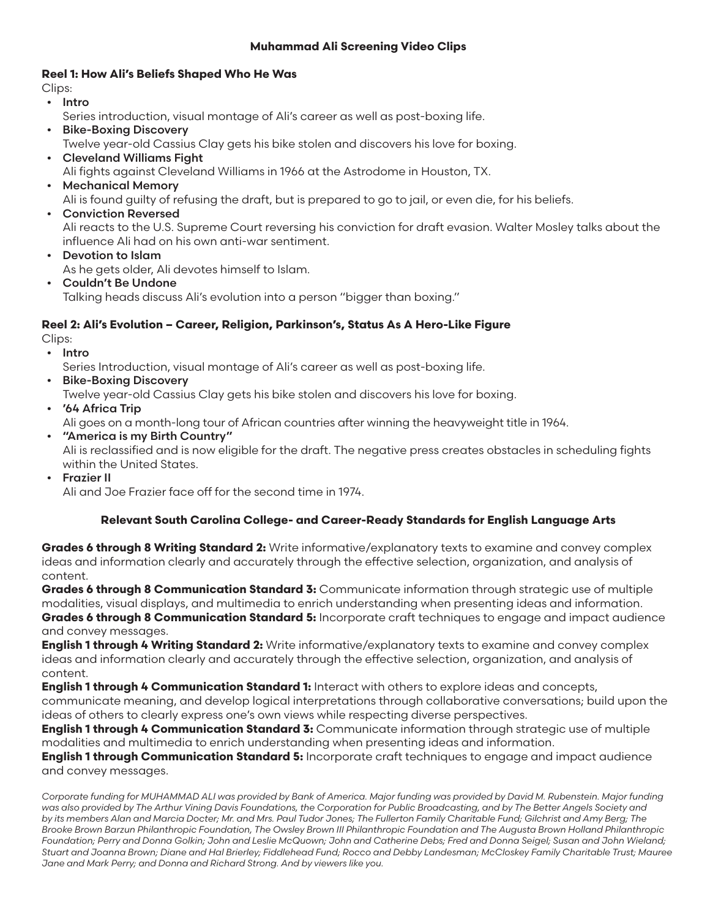## Muhammad Ali Screening Video Clips

### Reel 1: How Ali's Beliefs Shaped Who He Was

Clips:

- **Intro**
  Series introduction, visual montage of Ali's career as well as post-boxing life.
- **Bike-Boxing Discovery**
  Twelve year-old Cassius Clay gets his bike stolen and discovers his love for boxing.
- **Cleveland Williams Fight**
  Ali fights against Cleveland Williams in 1966 at the Astrodome in Houston, TX.
- **Mechanical Memory**
  Ali is found guilty of refusing the draft, but is prepared to go to jail, or even die, for his beliefs.
- **Conviction Reversed**
  Ali reacts to the U.S. Supreme Court reversing his conviction for draft evasion. Walter Mosley talks about the influence Ali had on his own anti-war sentiment.
- **Devotion to Islam**
  As he gets older, Ali devotes himself to Islam.
- **Couldn't Be Undone**
  Talking heads discuss Ali's evolution into a person "bigger than boxing."

### Reel 2: Ali's Evolution – Career, Religion, Parkinson's, Status As A Hero-Like Figure

Clips:

- **Intro**
  Series Introduction, visual montage of Ali's career as well as post-boxing life.
- **Bike-Boxing Discovery**
  Twelve year-old Cassius Clay gets his bike stolen and discovers his love for boxing.
- **'64 Africa Trip**
  Ali goes on a month-long tour of African countries after winning the heavyweight title in 1964.
- **"America is my Birth Country"**
  Ali is reclassified and is now eligible for the draft. The negative press creates obstacles in scheduling fights within the United States.
- **Frazier II**
  Ali and Joe Frazier face off for the second time in 1974.

## Relevant South Carolina College- and Career-Ready Standards for English Language Arts

**Grades 6 through 8 Writing Standard 2:** Write informative/explanatory texts to examine and convey complex ideas and information clearly and accurately through the effective selection, organization, and analysis of content.

**Grades 6 through 8 Communication Standard 3:** Communicate information through strategic use of multiple modalities, visual displays, and multimedia to enrich understanding when presenting ideas and information.

**Grades 6 through 8 Communication Standard 5:** Incorporate craft techniques to engage and impact audience and convey messages.

**English 1 through 4 Writing Standard 2:** Write informative/explanatory texts to examine and convey complex ideas and information clearly and accurately through the effective selection, organization, and analysis of content.

**English 1 through 4 Communication Standard 1:** Interact with others to explore ideas and concepts, communicate meaning, and develop logical interpretations through collaborative conversations; build upon the ideas of others to clearly express one's own views while respecting diverse perspectives.

**English 1 through 4 Communication Standard 3:** Communicate information through strategic use of multiple modalities and multimedia to enrich understanding when presenting ideas and information.

**English 1 through Communication Standard 5:** Incorporate craft techniques to engage and impact audience and convey messages.

*Corporate funding for MUHAMMAD ALI was provided by Bank of America. Major funding was provided by David M. Rubenstein. Major funding was also provided by The Arthur Vining Davis Foundations, the Corporation for Public Broadcasting, and by The Better Angels Society and by its members Alan and Marcia Docter; Mr. and Mrs. Paul Tudor Jones; The Fullerton Family Charitable Fund; Gilchrist and Amy Berg; The Brooke Brown Barzun Philanthropic Foundation, The Owsley Brown III Philanthropic Foundation and The Augusta Brown Holland Philanthropic Foundation; Perry and Donna Golkin; John and Leslie McQuown; John and Catherine Debs; Fred and Donna Seigel; Susan and John Wieland; Stuart and Joanna Brown; Diane and Hal Brierley; Fiddlehead Fund; Rocco and Debby Landesman; McCloskey Family Charitable Trust; Mauree Jane and Mark Perry; and Donna and Richard Strong. And by viewers like you.*